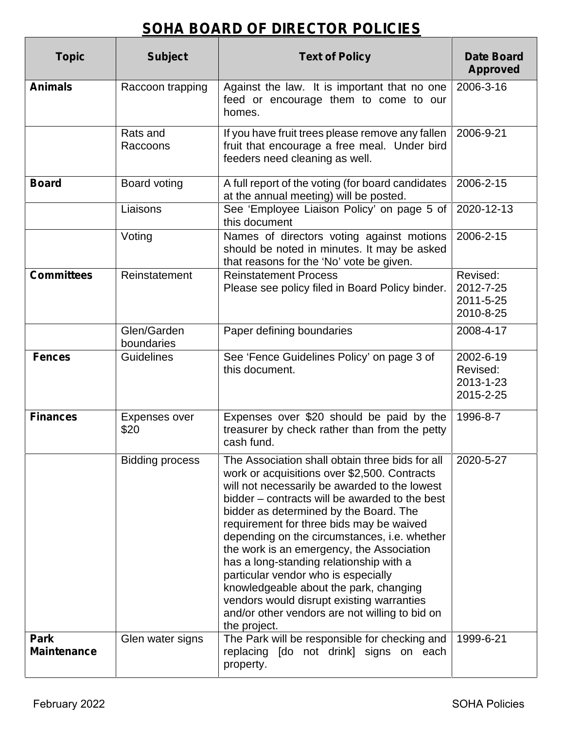# SOHA BOARD OF DIRECTOR POLICIES

| Topic | Subject | Text of Policy | Date Board Approved |
|---|---|---|---|
| **Animals** | Raccoon trapping | Against the law. It is important that no one feed or encourage them to come to our homes. | 2006-3-16 |
| | Rats and Raccoons | If you have fruit trees please remove any fallen fruit that encourage a free meal. Under bird feeders need cleaning as well. | 2006-9-21 |
| **Board** | Board voting | A full report of the voting (for board candidates at the annual meeting) will be posted. | 2006-2-15 |
| | Liaisons | See 'Employee Liaison Policy' on page 5 of this document | 2020-12-13 |
| | Voting | Names of directors voting against motions should be noted in minutes. It may be asked that reasons for the 'No' vote be given. | 2006-2-15 |
| **Committees** | Reinstatement | Reinstatement Process<br>Please see policy filed in Board Policy binder. | Revised:<br>2012-7-25<br>2011-5-25<br>2010-8-25 |
| | Glen/Garden boundaries | Paper defining boundaries | 2008-4-17 |
| **Fences** | Guidelines | See 'Fence Guidelines Policy' on page 3 of this document. | 2002-6-19<br>Revised:<br>2013-1-23<br>2015-2-25 |
| **Finances** | Expenses over $20 | Expenses over $20 should be paid by the treasurer by check rather than from the petty cash fund. | 1996-8-7 |
| | Bidding process | The Association shall obtain three bids for all work or acquisitions over $2,500. Contracts will not necessarily be awarded to the lowest bidder – contracts will be awarded to the best bidder as determined by the Board. The requirement for three bids may be waived depending on the circumstances, i.e. whether the work is an emergency, the Association has a long-standing relationship with a particular vendor who is especially knowledgeable about the park, changing vendors would disrupt existing warranties and/or other vendors are not willing to bid on the project. | 2020-5-27 |
| **Park Maintenance** | Glen water signs | The Park will be responsible for checking and replacing [do not drink] signs on each property. | 1999-6-21 |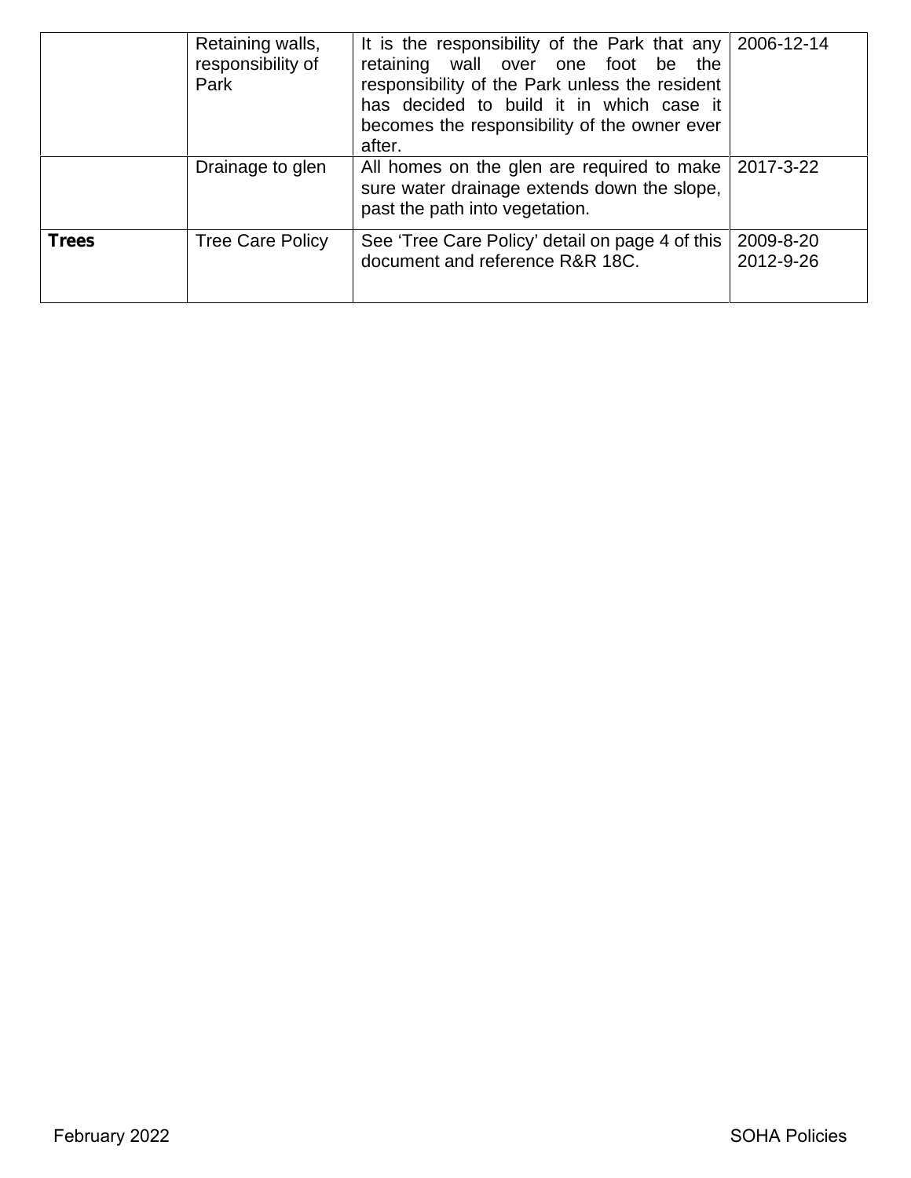| | | | |
|---|---|---|---|
| | Retaining walls, responsibility of Park | It is the responsibility of the Park that any retaining wall over one foot be the responsibility of the Park unless the resident has decided to build it in which case it becomes the responsibility of the owner ever after. | 2006-12-14 |
| | Drainage to glen | All homes on the glen are required to make sure water drainage extends down the slope, past the path into vegetation. | 2017-3-22 |
| **Trees** | Tree Care Policy | See 'Tree Care Policy' detail on page 4 of this document and reference R&R 18C. | 2009-8-20<br>2012-9-26 |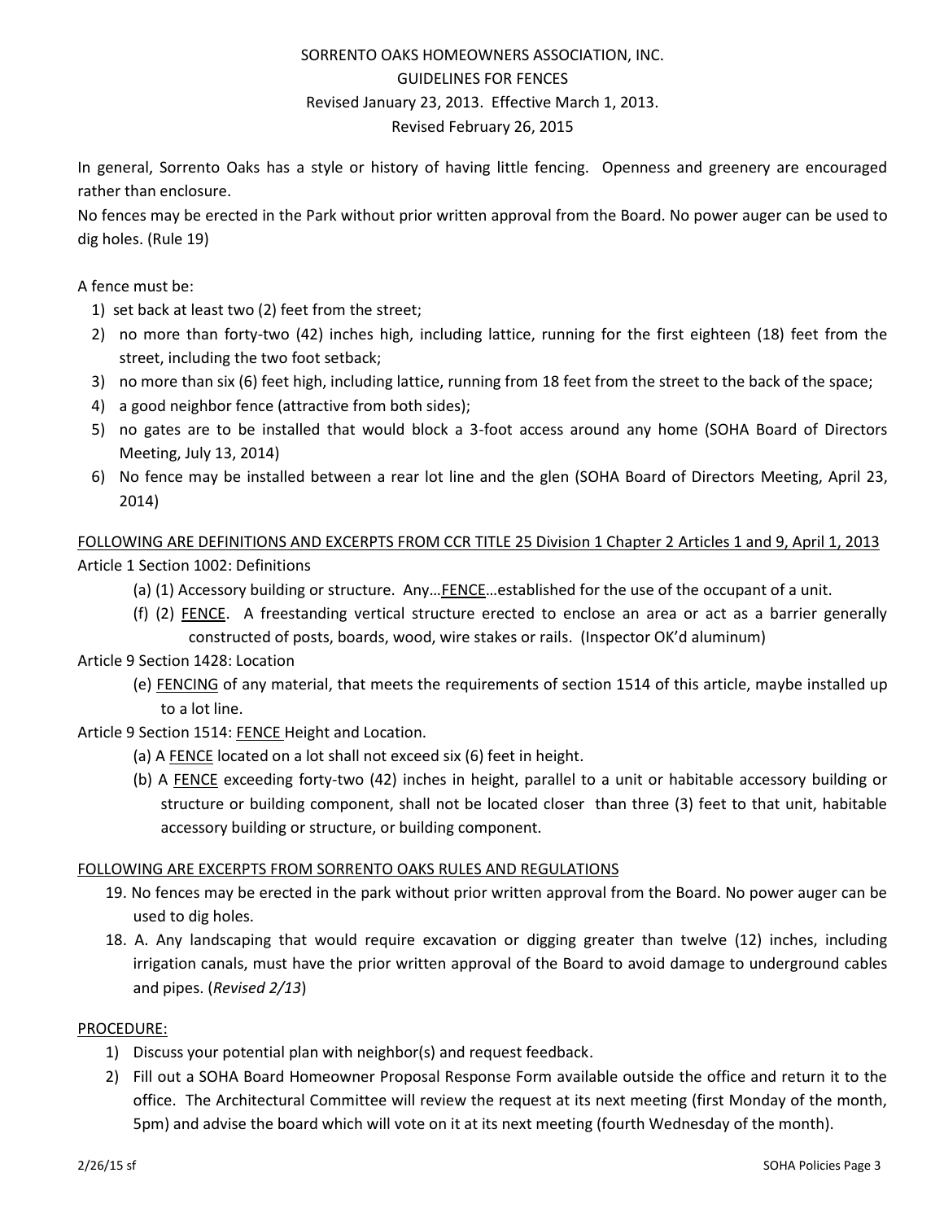SORRENTO OAKS HOMEOWNERS ASSOCIATION, INC.
GUIDELINES FOR FENCES
Revised January 23, 2013. Effective March 1, 2013.
Revised February 26, 2015

In general, Sorrento Oaks has a style or history of having little fencing. Openness and greenery are encouraged rather than enclosure.

No fences may be erected in the Park without prior written approval from the Board. No power auger can be used to dig holes. (Rule 19)

A fence must be:

1) set back at least two (2) feet from the street;
2) no more than forty-two (42) inches high, including lattice, running for the first eighteen (18) feet from the street, including the two foot setback;
3) no more than six (6) feet high, including lattice, running from 18 feet from the street to the back of the space;
4) a good neighbor fence (attractive from both sides);
5) no gates are to be installed that would block a 3-foot access around any home (SOHA Board of Directors Meeting, July 13, 2014)
6) No fence may be installed between a rear lot line and the glen (SOHA Board of Directors Meeting, April 23, 2014)

<u>FOLLOWING ARE DEFINITIONS AND EXCERPTS FROM CCR TITLE 25 Division 1 Chapter 2 Articles 1 and 9, April 1, 2013</u>

Article 1 Section 1002: Definitions

(a) (1) Accessory building or structure. Any…<u>FENCE</u>…established for the use of the occupant of a unit.

(f) (2) <u>FENCE</u>. A freestanding vertical structure erected to enclose an area or act as a barrier generally constructed of posts, boards, wood, wire stakes or rails. (Inspector OK'd aluminum)

Article 9 Section 1428: Location

(e) <u>FENCING</u> of any material, that meets the requirements of section 1514 of this article, maybe installed up to a lot line.

Article 9 Section 1514: <u>FENCE</u> Height and Location.

(a) A <u>FENCE</u> located on a lot shall not exceed six (6) feet in height.

(b) A <u>FENCE</u> exceeding forty-two (42) inches in height, parallel to a unit or habitable accessory building or structure or building component, shall not be located closer than three (3) feet to that unit, habitable accessory building or structure, or building component.

<u>FOLLOWING ARE EXCERPTS FROM SORRENTO OAKS RULES AND REGULATIONS</u>

19. No fences may be erected in the park without prior written approval from the Board. No power auger can be used to dig holes.

18. A. Any landscaping that would require excavation or digging greater than twelve (12) inches, including irrigation canals, must have the prior written approval of the Board to avoid damage to underground cables and pipes. (*Revised 2/13*)

<u>PROCEDURE:</u>

1) Discuss your potential plan with neighbor(s) and request feedback.
2) Fill out a SOHA Board Homeowner Proposal Response Form available outside the office and return it to the office. The Architectural Committee will review the request at its next meeting (first Monday of the month, 5pm) and advise the board which will vote on it at its next meeting (fourth Wednesday of the month).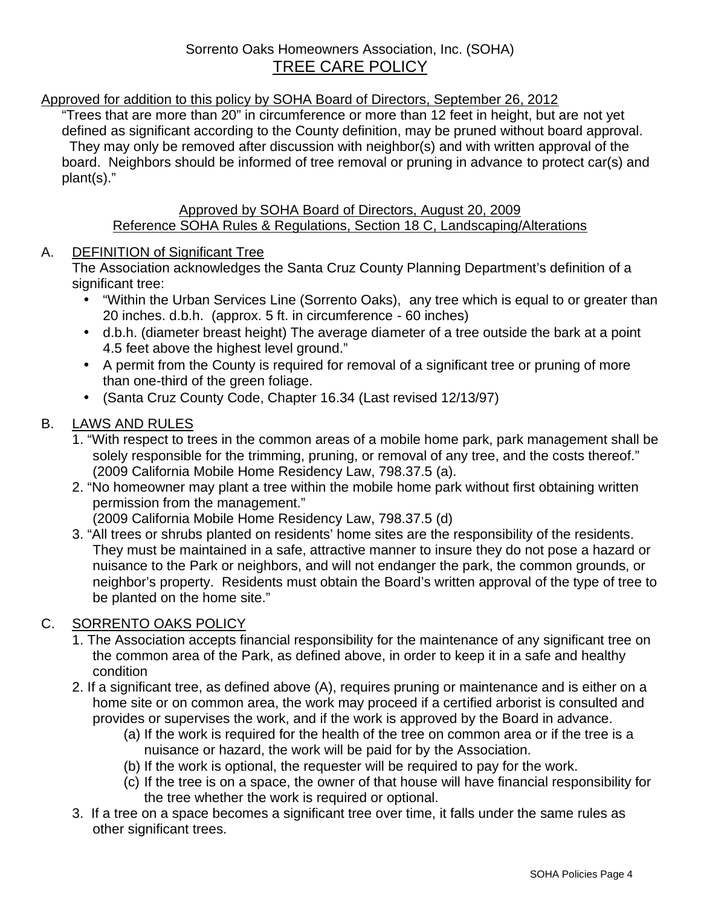Sorrento Oaks Homeowners Association, Inc. (SOHA)

# TREE CARE POLICY

Approved for addition to this policy by SOHA Board of Directors, September 26, 2012

"Trees that are more than 20" in circumference or more than 12 feet in height, but are not yet defined as significant according to the County definition, may be pruned without board approval. They may only be removed after discussion with neighbor(s) and with written approval of the board. Neighbors should be informed of tree removal or pruning in advance to protect car(s) and plant(s)."

Approved by SOHA Board of Directors, August 20, 2009
Reference SOHA Rules & Regulations, Section 18 C, Landscaping/Alterations

## A. DEFINITION of Significant Tree

The Association acknowledges the Santa Cruz County Planning Department's definition of a significant tree:

- "Within the Urban Services Line (Sorrento Oaks), any tree which is equal to or greater than 20 inches. d.b.h. (approx. 5 ft. in circumference - 60 inches)
- d.b.h. (diameter breast height) The average diameter of a tree outside the bark at a point 4.5 feet above the highest level ground."
- A permit from the County is required for removal of a significant tree or pruning of more than one-third of the green foliage.
- (Santa Cruz County Code, Chapter 16.34 (Last revised 12/13/97)

## B. LAWS AND RULES

1. "With respect to trees in the common areas of a mobile home park, park management shall be solely responsible for the trimming, pruning, or removal of any tree, and the costs thereof." (2009 California Mobile Home Residency Law, 798.37.5 (a).
2. "No homeowner may plant a tree within the mobile home park without first obtaining written permission from the management."
   (2009 California Mobile Home Residency Law, 798.37.5 (d)
3. "All trees or shrubs planted on residents' home sites are the responsibility of the residents. They must be maintained in a safe, attractive manner to insure they do not pose a hazard or nuisance to the Park or neighbors, and will not endanger the park, the common grounds, or neighbor's property. Residents must obtain the Board's written approval of the type of tree to be planted on the home site."

## C. SORRENTO OAKS POLICY

1. The Association accepts financial responsibility for the maintenance of any significant tree on the common area of the Park, as defined above, in order to keep it in a safe and healthy condition
2. If a significant tree, as defined above (A), requires pruning or maintenance and is either on a home site or on common area, the work may proceed if a certified arborist is consulted and provides or supervises the work, and if the work is approved by the Board in advance.
   - (a) If the work is required for the health of the tree on common area or if the tree is a nuisance or hazard, the work will be paid for by the Association.
   - (b) If the work is optional, the requester will be required to pay for the work.
   - (c) If the tree is on a space, the owner of that house will have financial responsibility for the tree whether the work is required or optional.
3. If a tree on a space becomes a significant tree over time, it falls under the same rules as other significant trees.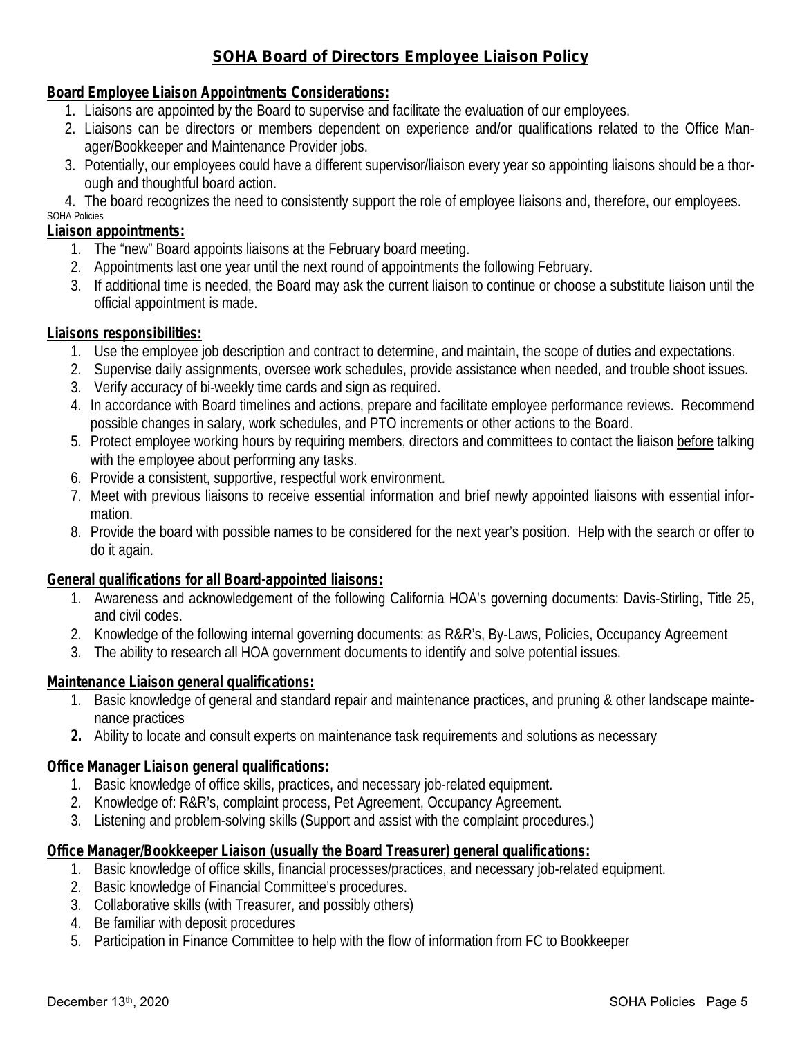## SOHA Board of Directors Employee Liaison Policy

**Board Employee Liaison Appointments Considerations:**

1. Liaisons are appointed by the Board to supervise and facilitate the evaluation of our employees.
2. Liaisons can be directors or members dependent on experience and/or qualifications related to the Office Manager/Bookkeeper and Maintenance Provider jobs.
3. Potentially, our employees could have a different supervisor/liaison every year so appointing liaisons should be a thorough and thoughtful board action.
4. The board recognizes the need to consistently support the role of employee liaisons and, therefore, our employees.

SOHA Policies

**Liaison appointments:**

1. The "new" Board appoints liaisons at the February board meeting.
2. Appointments last one year until the next round of appointments the following February.
3. If additional time is needed, the Board may ask the current liaison to continue or choose a substitute liaison until the official appointment is made.

**Liaisons responsibilities:**

1. Use the employee job description and contract to determine, and maintain, the scope of duties and expectations.
2. Supervise daily assignments, oversee work schedules, provide assistance when needed, and trouble shoot issues.
3. Verify accuracy of bi-weekly time cards and sign as required.
4. In accordance with Board timelines and actions, prepare and facilitate employee performance reviews. Recommend possible changes in salary, work schedules, and PTO increments or other actions to the Board.
5. Protect employee working hours by requiring members, directors and committees to contact the liaison before talking with the employee about performing any tasks.
6. Provide a consistent, supportive, respectful work environment.
7. Meet with previous liaisons to receive essential information and brief newly appointed liaisons with essential information.
8. Provide the board with possible names to be considered for the next year's position. Help with the search or offer to do it again.

**General qualifications for all Board-appointed liaisons:**

1. Awareness and acknowledgement of the following California HOA's governing documents: Davis-Stirling, Title 25, and civil codes.
2. Knowledge of the following internal governing documents: as R&R's, By-Laws, Policies, Occupancy Agreement
3. The ability to research all HOA government documents to identify and solve potential issues.

**Maintenance Liaison general qualifications:**

1. Basic knowledge of general and standard repair and maintenance practices, and pruning & other landscape maintenance practices
2. Ability to locate and consult experts on maintenance task requirements and solutions as necessary

**Office Manager Liaison general qualifications:**

1. Basic knowledge of office skills, practices, and necessary job-related equipment.
2. Knowledge of: R&R's, complaint process, Pet Agreement, Occupancy Agreement.
3. Listening and problem-solving skills (Support and assist with the complaint procedures.)

**Office Manager/Bookkeeper Liaison (usually the Board Treasurer) general qualifications:**

1. Basic knowledge of office skills, financial processes/practices, and necessary job-related equipment.
2. Basic knowledge of Financial Committee's procedures.
3. Collaborative skills (with Treasurer, and possibly others)
4. Be familiar with deposit procedures
5. Participation in Finance Committee to help with the flow of information from FC to Bookkeeper

December 13th, 2020